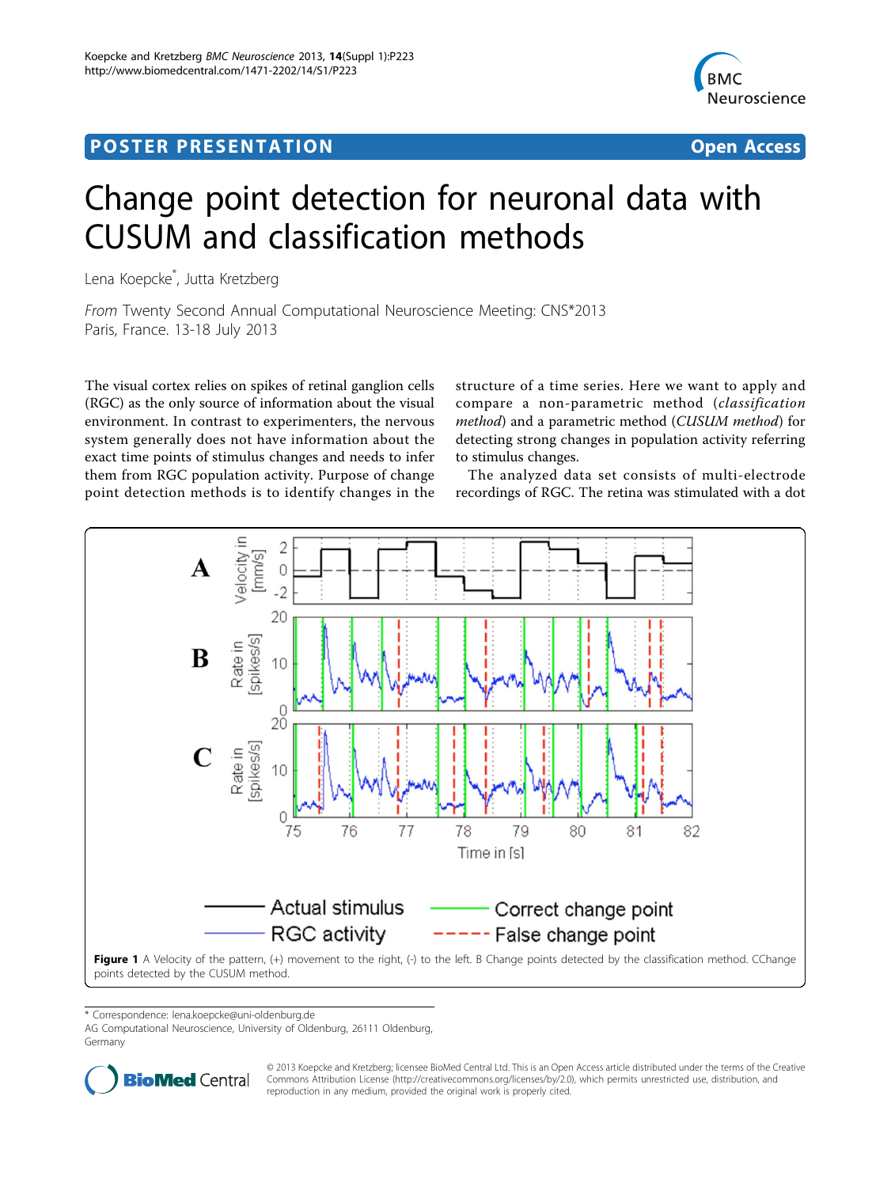POSTER PRESENTATION Open Access

# Change point detection for neuronal data with CUSUM and classification methods

Lena Koepcke[*], Jutta Kretzberg

*From* Twenty Second Annual Computational Neuroscience Meeting: CNS*2013
Paris, France. 13-18 July 2013

The visual cortex relies on spikes of retinal ganglion cells (RGC) as the only source of information about the visual environment. In contrast to experimenters, the nervous system generally does not have information about the exact time points of stimulus changes and needs to infer them from RGC population activity. Purpose of change point detection methods is to identify changes in the structure of a time series. Here we want to apply and compare a non-parametric method (*classification method*) and a parametric method (*CUSUM method*) for detecting strong changes in population activity referring to stimulus changes.

The analyzed data set consists of multi-electrode recordings of RGC. The retina was stimulated with a dot

**Figure 1** A Velocity of the pattern, (+) movement to the right, (-) to the left. B Change points detected by the classification method. CChange points detected by the CUSUM method.

\* Correspondence: lena.koepcke@uni-oldenburg.de
AG Computational Neuroscience, University of Oldenburg, 26111 Oldenburg, Germany

© 2013 Koepcke and Kretzberg; licensee BioMed Central Ltd. This is an Open Access article distributed under the terms of the Creative Commons Attribution License (http://creativecommons.org/licenses/by/2.0), which permits unrestricted use, distribution, and reproduction in any medium, provided the original work is properly cited.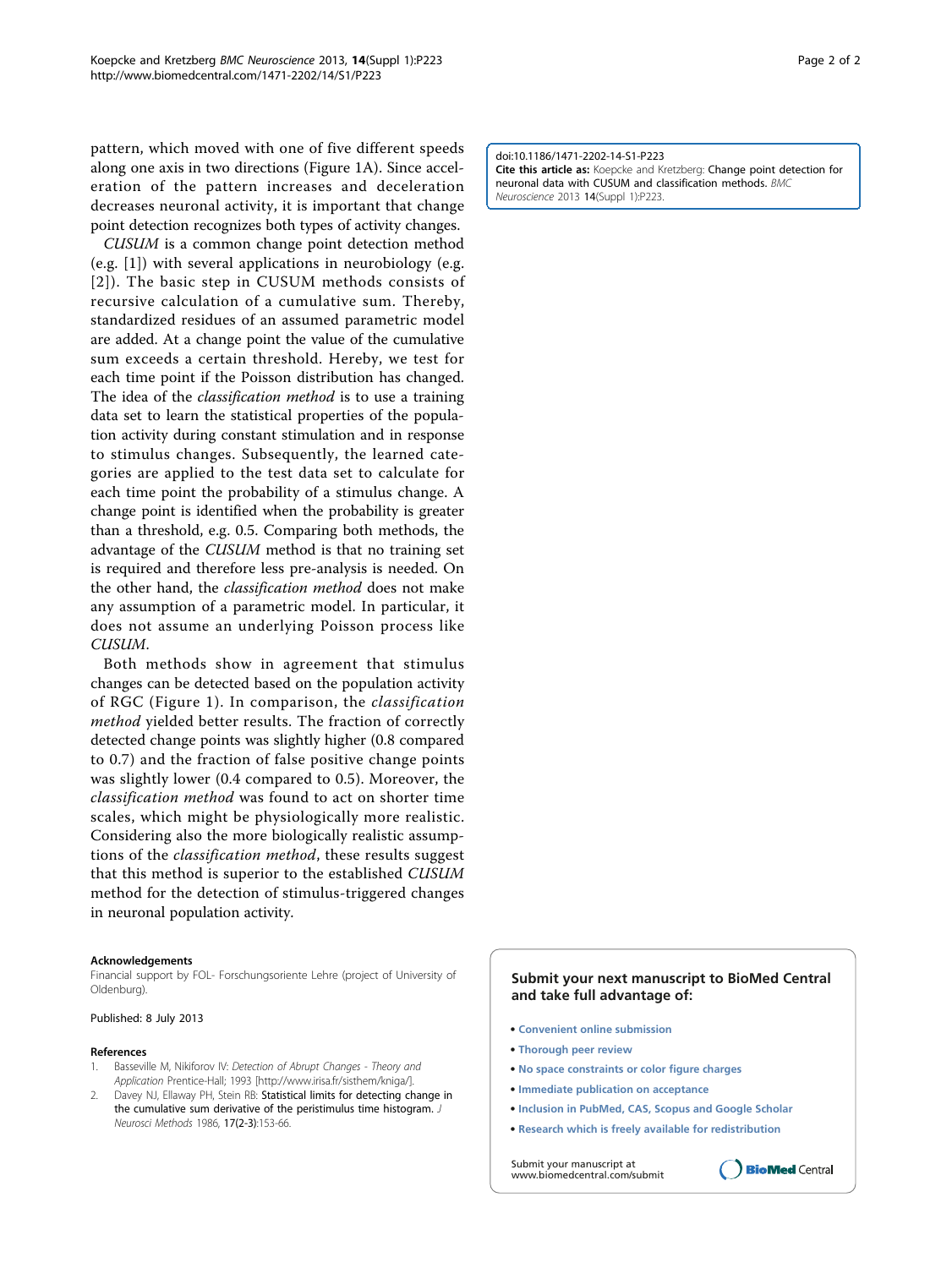pattern, which moved with one of five different speeds along one axis in two directions (Figure 1A). Since acceleration of the pattern increases and deceleration decreases neuronal activity, it is important that change point detection recognizes both types of activity changes.

*CUSUM* is a common change point detection method (e.g. [1]) with several applications in neurobiology (e.g. [2]). The basic step in CUSUM methods consists of recursive calculation of a cumulative sum. Thereby, standardized residues of an assumed parametric model are added. At a change point the value of the cumulative sum exceeds a certain threshold. Hereby, we test for each time point if the Poisson distribution has changed. The idea of the *classification method* is to use a training data set to learn the statistical properties of the population activity during constant stimulation and in response to stimulus changes. Subsequently, the learned categories are applied to the test data set to calculate for each time point the probability of a stimulus change. A change point is identified when the probability is greater than a threshold, e.g. 0.5. Comparing both methods, the advantage of the *CUSUM* method is that no training set is required and therefore less pre-analysis is needed. On the other hand, the *classification method* does not make any assumption of a parametric model. In particular, it does not assume an underlying Poisson process like *CUSUM*.

Both methods show in agreement that stimulus changes can be detected based on the population activity of RGC (Figure 1). In comparison, the *classification method* yielded better results. The fraction of correctly detected change points was slightly higher (0.8 compared to 0.7) and the fraction of false positive change points was slightly lower (0.4 compared to 0.5). Moreover, the *classification method* was found to act on shorter time scales, which might be physiologically more realistic. Considering also the more biologically realistic assumptions of the *classification method*, these results suggest that this method is superior to the established *CUSUM* method for the detection of stimulus-triggered changes in neuronal population activity.

#### Acknowledgements

Financial support by FOL- Forschungsoriente Lehre (project of University of Oldenburg).

Published: 8 July 2013

#### References

1. Basseville M, Nikiforov IV: *Detection of Abrupt Changes - Theory and Application* Prentice-Hall; 1993 [http://www.irisa.fr/sisthem/kniga/].
2. Davey NJ, Ellaway PH, Stein RB: **Statistical limits for detecting change in the cumulative sum derivative of the peristimulus time histogram.** *J Neurosci Methods* 1986, **17(2-3)**:153-66.

doi:10.1186/1471-2202-14-S1-P223

**Cite this article as:** Koepcke and Kretzberg: Change point detection for neuronal data with CUSUM and classification methods. *BMC Neuroscience* 2013 **14**(Suppl 1):P223.

**Submit your next manuscript to BioMed Central and take full advantage of:**

- Convenient online submission
- Thorough peer review
- No space constraints or color figure charges
- Immediate publication on acceptance
- Inclusion in PubMed, CAS, Scopus and Google Scholar
- Research which is freely available for redistribution

Submit your manuscript at www.biomedcentral.com/submit

BioMed Central